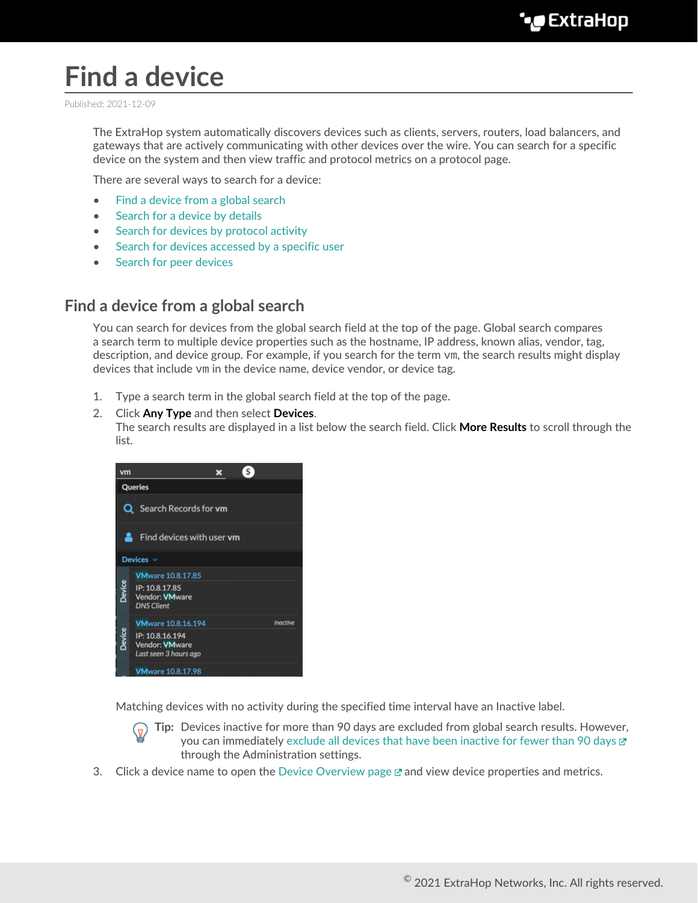# Find a device

Published: 2021-12-09

The ExtraHop system automatically discovers devices such as clients, servers, routers, load balancers, and gateways that are actively communicating with other devices over the wire. You can search for a specific device on the system and then view traffic and protocol metrics on a protocol page.

There are several ways to search for a device:

- Find a device from a global search
- Search for a device by details
- Search for devices by protocol activity
- Search for devices accessed by a specific user
- Search for peer devices

## Find a device from a global search

You can search for devices from the global search field at the top of the page. Global search compares a search term to multiple device properties such as the hostname, IP address, known alias, vendor, tag, description, and device group. For example, if you search for the term `vm`, the search results might display devices that include `vm` in the device name, device vendor, or device tag.

1. Type a search term in the global search field at the top of the page.
2. Click **Any Type** and then select **Devices**.
   The search results are displayed in a list below the search field. Click **More Results** to scroll through the list.

   Matching devices with no activity during the specified time interval have an Inactive label.

   **Tip:** Devices inactive for more than 90 days are excluded from global search results. However, you can immediately exclude all devices that have been inactive for fewer than 90 days through the Administration settings.
3. Click a device name to open the Device Overview page and view device properties and metrics.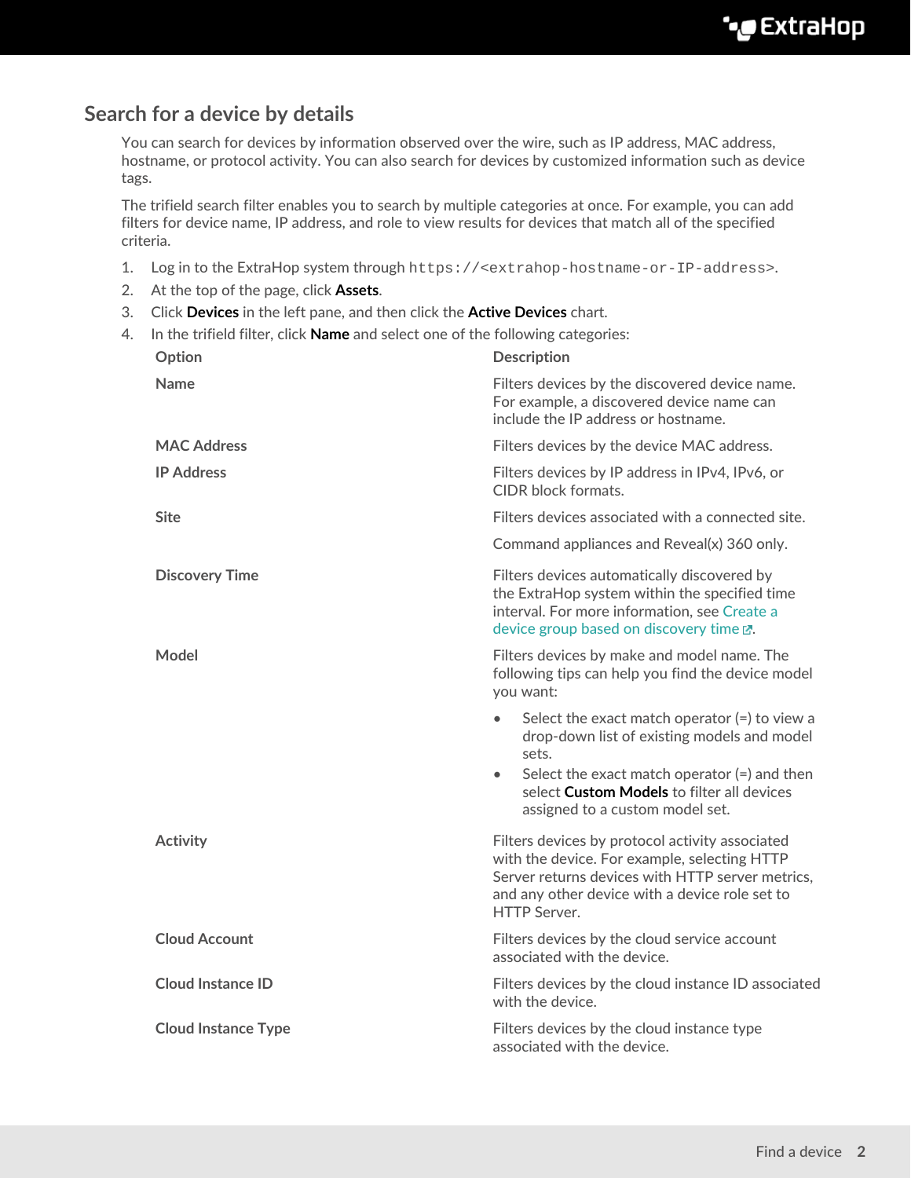## Search for a device by details

You can search for devices by information observed over the wire, such as IP address, MAC address, hostname, or protocol activity. You can also search for devices by customized information such as device tags.

The trifield search filter enables you to search by multiple categories at once. For example, you can add filters for device name, IP address, and role to view results for devices that match all of the specified criteria.

1. Log in to the ExtraHop system through `https://<extrahop-hostname-or-IP-address>`.
2. At the top of the page, click **Assets**.
3. Click **Devices** in the left pane, and then click the **Active Devices** chart.
4. In the trifield filter, click **Name** and select one of the following categories:

| Option | Description |
| --- | --- |
| **Name** | Filters devices by the discovered device name. For example, a discovered device name can include the IP address or hostname. |
| **MAC Address** | Filters devices by the device MAC address. |
| **IP Address** | Filters devices by IP address in IPv4, IPv6, or CIDR block formats. |
| **Site** | Filters devices associated with a connected site.<br><br>Command appliances and Reveal(x) 360 only. |
| **Discovery Time** | Filters devices automatically discovered by the ExtraHop system within the specified time interval. For more information, see Create a device group based on discovery time. |
| **Model** | Filters devices by make and model name. The following tips can help you find the device model you want:<br><br>• Select the exact match operator (=) to view a drop-down list of existing models and model sets.<br>• Select the exact match operator (=) and then select **Custom Models** to filter all devices assigned to a custom model set. |
| **Activity** | Filters devices by protocol activity associated with the device. For example, selecting HTTP Server returns devices with HTTP server metrics, and any other device with a device role set to HTTP Server. |
| **Cloud Account** | Filters devices by the cloud service account associated with the device. |
| **Cloud Instance ID** | Filters devices by the cloud instance ID associated with the device. |
| **Cloud Instance Type** | Filters devices by the cloud instance type associated with the device. |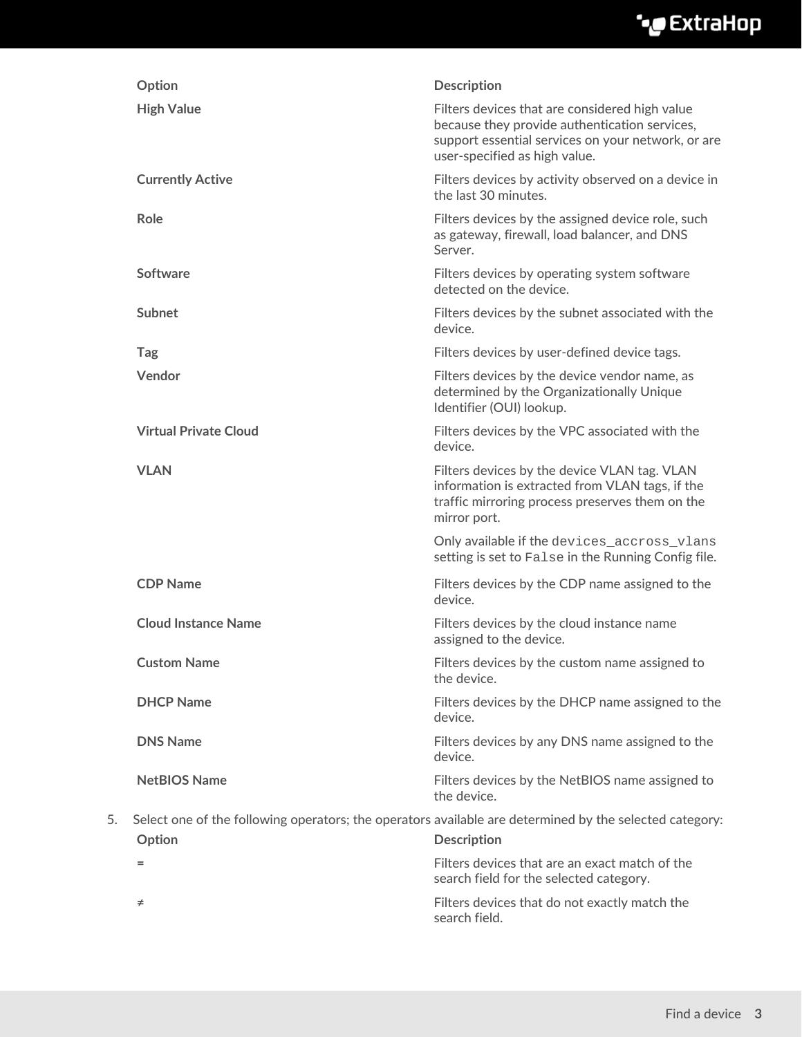| Option | Description |
| --- | --- |
| **High Value** | Filters devices that are considered high value because they provide authentication services, support essential services on your network, or are user-specified as high value. |
| **Currently Active** | Filters devices by activity observed on a device in the last 30 minutes. |
| **Role** | Filters devices by the assigned device role, such as gateway, firewall, load balancer, and DNS Server. |
| **Software** | Filters devices by operating system software detected on the device. |
| **Subnet** | Filters devices by the subnet associated with the device. |
| **Tag** | Filters devices by user-defined device tags. |
| **Vendor** | Filters devices by the device vendor name, as determined by the Organizationally Unique Identifier (OUI) lookup. |
| **Virtual Private Cloud** | Filters devices by the VPC associated with the device. |
| **VLAN** | Filters devices by the device VLAN tag. VLAN information is extracted from VLAN tags, if the traffic mirroring process preserves them on the mirror port.<br><br>Only available if the `devices_accross_vlans` setting is set to `False` in the Running Config file. |
| **CDP Name** | Filters devices by the CDP name assigned to the device. |
| **Cloud Instance Name** | Filters devices by the cloud instance name assigned to the device. |
| **Custom Name** | Filters devices by the custom name assigned to the device. |
| **DHCP Name** | Filters devices by the DHCP name assigned to the device. |
| **DNS Name** | Filters devices by any DNS name assigned to the device. |
| **NetBIOS Name** | Filters devices by the NetBIOS name assigned to the device. |

5. Select one of the following operators; the operators available are determined by the selected category:

| Option | Description |
| --- | --- |
| **=** | Filters devices that are an exact match of the search field for the selected category. |
| **≠** | Filters devices that do not exactly match the search field. |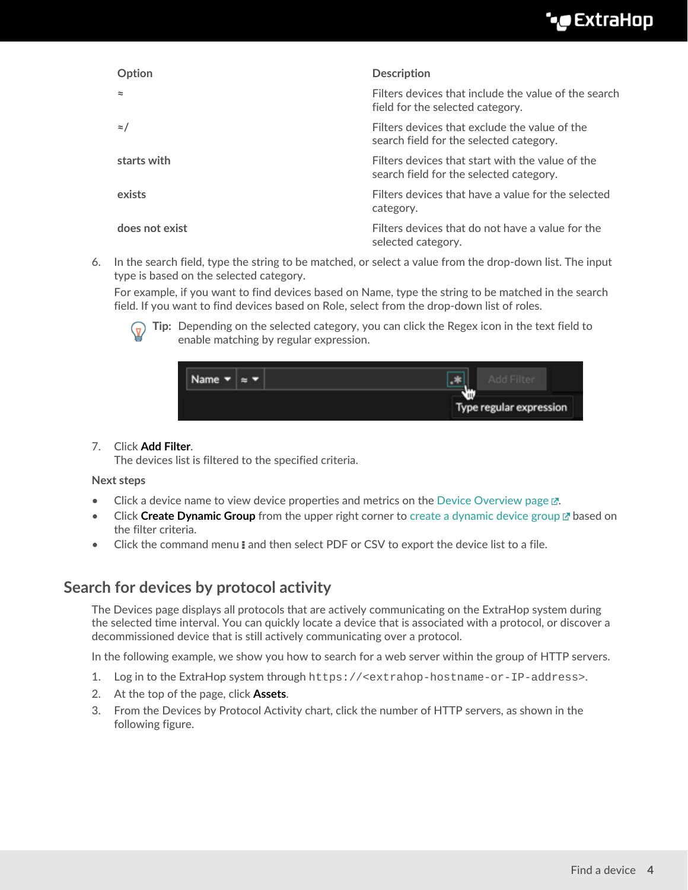| Option | Description |
| --- | --- |
| ≈ | Filters devices that include the value of the search field for the selected category. |
| ≈/ | Filters devices that exclude the value of the search field for the selected category. |
| starts with | Filters devices that start with the value of the search field for the selected category. |
| exists | Filters devices that have a value for the selected category. |
| does not exist | Filters devices that do not have a value for the selected category. |

6. In the search field, type the string to be matched, or select a value from the drop-down list. The input type is based on the selected category.

   For example, if you want to find devices based on Name, type the string to be matched in the search field. If you want to find devices based on Role, select from the drop-down list of roles.

   **Tip:** Depending on the selected category, you can click the Regex icon in the text field to enable matching by regular expression.

7. Click **Add Filter**.
   The devices list is filtered to the specified criteria.

**Next steps**

- Click a device name to view device properties and metrics on the Device Overview page.
- Click **Create Dynamic Group** from the upper right corner to create a dynamic device group based on the filter criteria.
- Click the command menu and then select PDF or CSV to export the device list to a file.

## Search for devices by protocol activity

The Devices page displays all protocols that are actively communicating on the ExtraHop system during the selected time interval. You can quickly locate a device that is associated with a protocol, or discover a decommissioned device that is still actively communicating over a protocol.

In the following example, we show you how to search for a web server within the group of HTTP servers.

1. Log in to the ExtraHop system through `https://<extrahop-hostname-or-IP-address>`.
2. At the top of the page, click **Assets**.
3. From the Devices by Protocol Activity chart, click the number of HTTP servers, as shown in the following figure.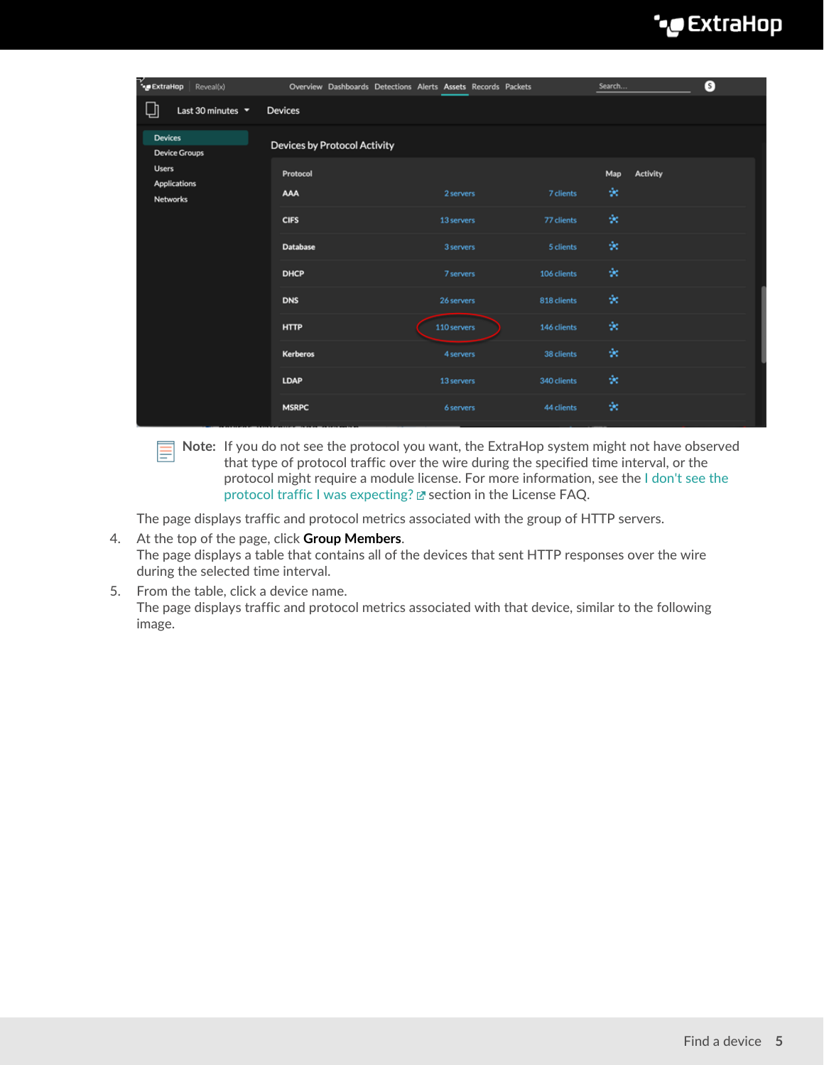**Note:** If you do not see the protocol you want, the ExtraHop system might not have observed that type of protocol traffic over the wire during the specified time interval, or the protocol might require a module license. For more information, see the I don't see the protocol traffic I was expecting? section in the License FAQ.

The page displays traffic and protocol metrics associated with the group of HTTP servers.

4. At the top of the page, click **Group Members**.
   The page displays a table that contains all of the devices that sent HTTP responses over the wire during the selected time interval.
5. From the table, click a device name.
   The page displays traffic and protocol metrics associated with that device, similar to the following image.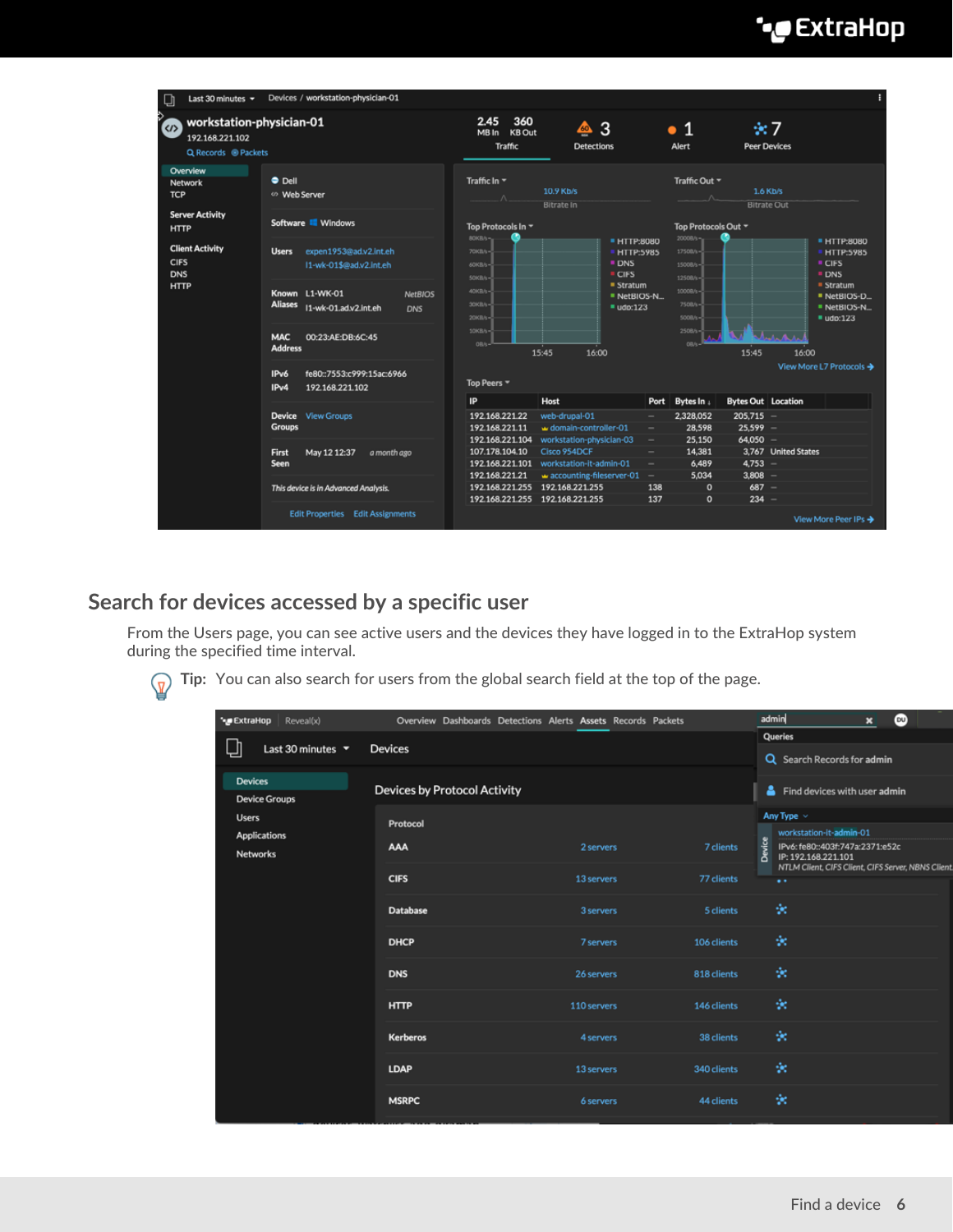## Search for devices accessed by a specific user

From the Users page, you can see active users and the devices they have logged in to the ExtraHop system during the specified time interval.

**Tip:** You can also search for users from the global search field at the top of the page.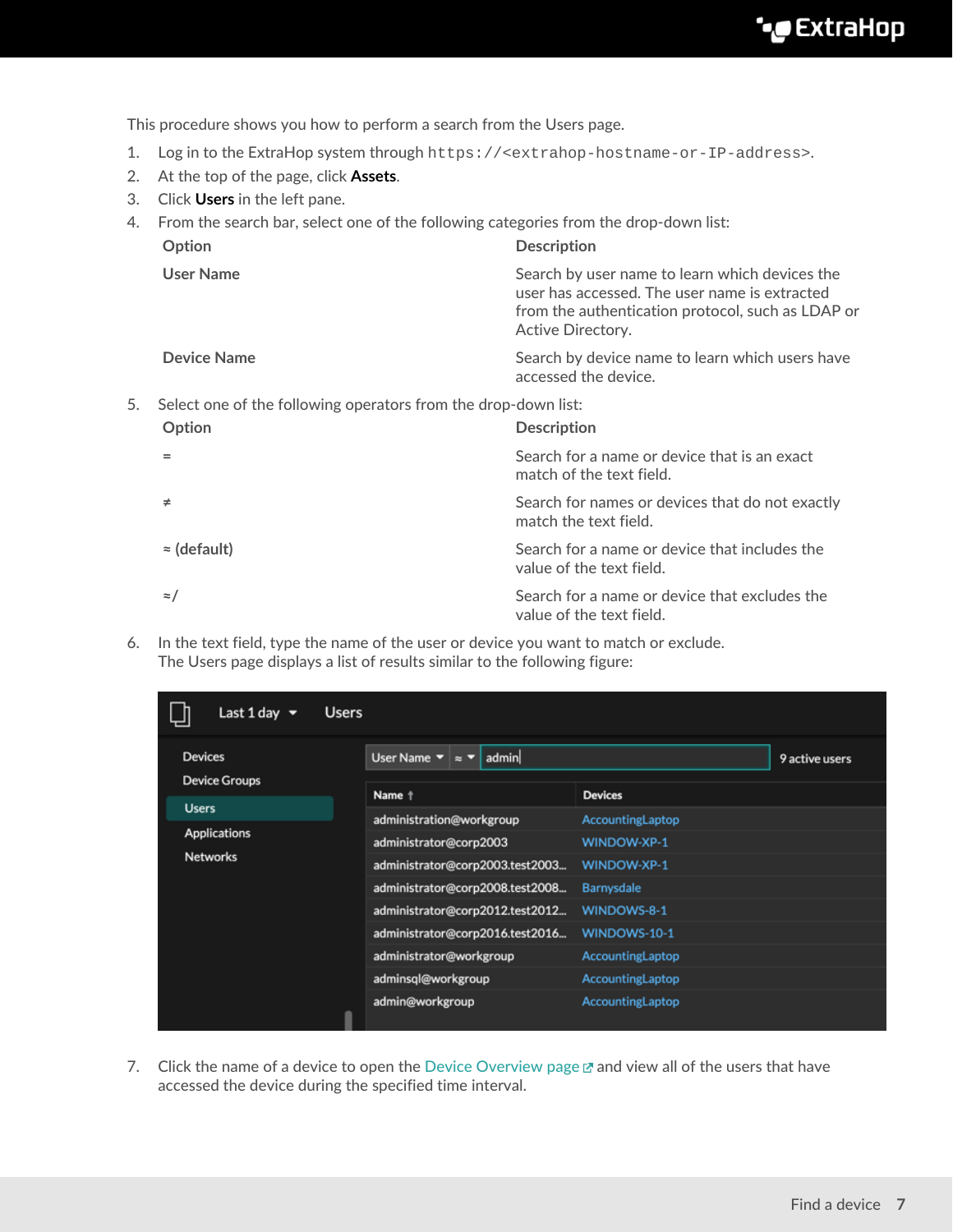This procedure shows you how to perform a search from the Users page.

1. Log in to the ExtraHop system through `https://<extrahop-hostname-or-IP-address>`.
2. At the top of the page, click **Assets**.
3. Click **Users** in the left pane.
4. From the search bar, select one of the following categories from the drop-down list:

| Option | Description |
| --- | --- |
| **User Name** | Search by user name to learn which devices the user has accessed. The user name is extracted from the authentication protocol, such as LDAP or Active Directory. |
| **Device Name** | Search by device name to learn which users have accessed the device. |

5. Select one of the following operators from the drop-down list:

| Option | Description |
| --- | --- |
| = | Search for a name or device that is an exact match of the text field. |
| ≠ | Search for names or devices that do not exactly match the text field. |
| ≈ (default) | Search for a name or device that includes the value of the text field. |
| ≈/ | Search for a name or device that excludes the value of the text field. |

6. In the text field, type the name of the user or device you want to match or exclude.
   The Users page displays a list of results similar to the following figure:

7. Click the name of a device to open the Device Overview page and view all of the users that have accessed the device during the specified time interval.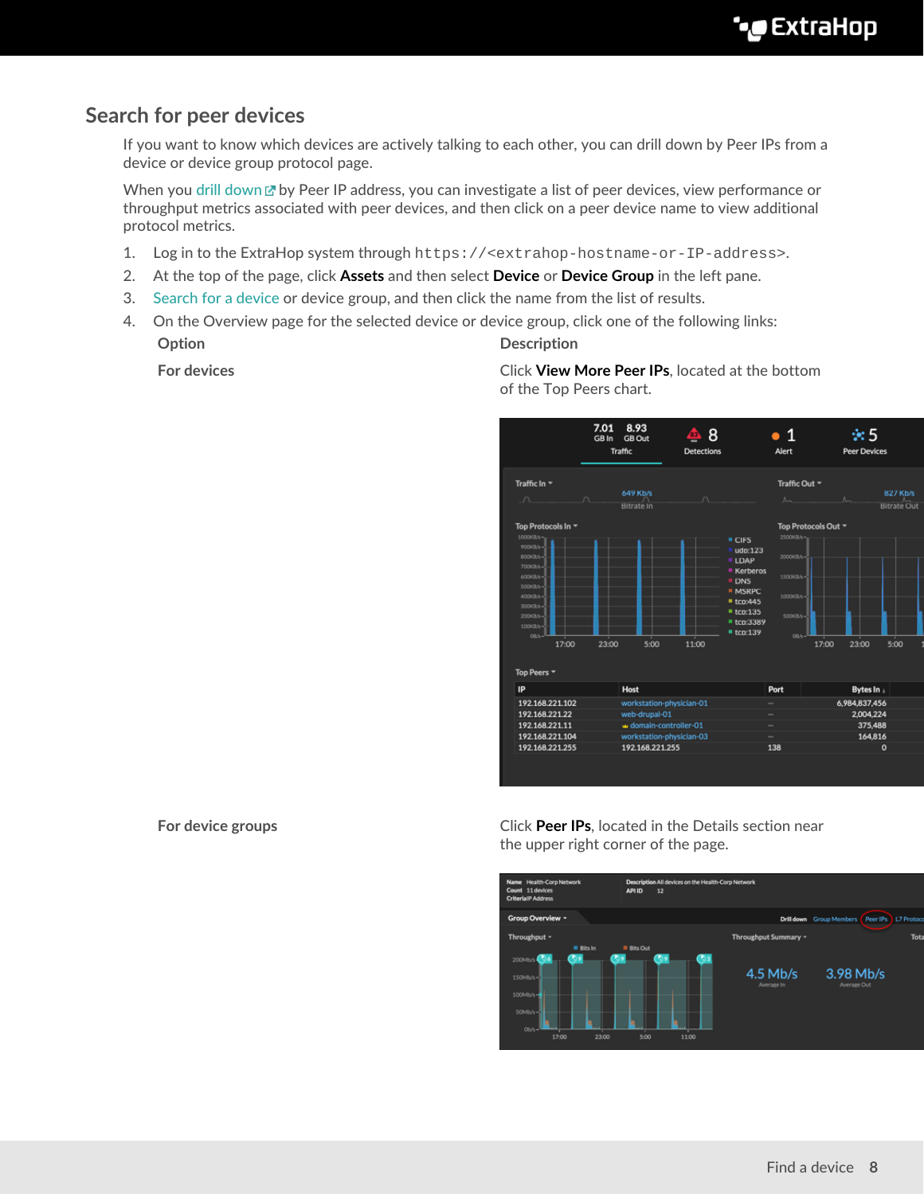## Search for peer devices

If you want to know which devices are actively talking to each other, you can drill down by Peer IPs from a device or device group protocol page.

When you drill down by Peer IP address, you can investigate a list of peer devices, view performance or throughput metrics associated with peer devices, and then click on a peer device name to view additional protocol metrics.

1. Log in to the ExtraHop system through `https://<extrahop-hostname-or-IP-address>`.
2. At the top of the page, click **Assets** and then select **Device** or **Device Group** in the left pane.
3. Search for a device or device group, and then click the name from the list of results.
4. On the Overview page for the selected device or device group, click one of the following links:

| Option | Description |
|---|---|
| **For devices** | Click **View More Peer IPs**, located at the bottom of the Top Peers chart. |
| **For device groups** | Click **Peer IPs**, located in the Details section near the upper right corner of the page. |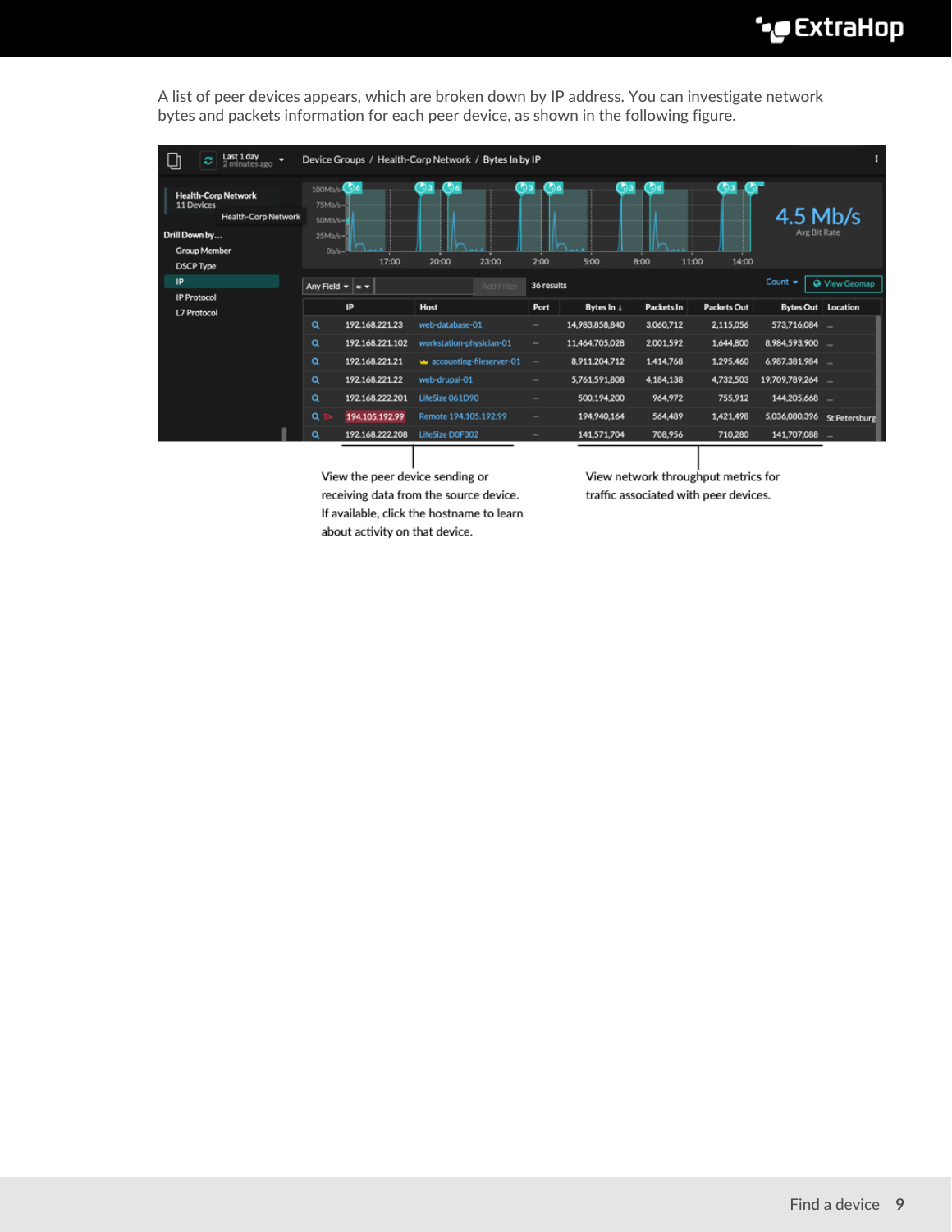A list of peer devices appears, which are broken down by IP address. You can investigate network bytes and packets information for each peer device, as shown in the following figure.

View the peer device sending or receiving data from the source device. If available, click the hostname to learn about activity on that device.

View network throughput metrics for traffic associated with peer devices.